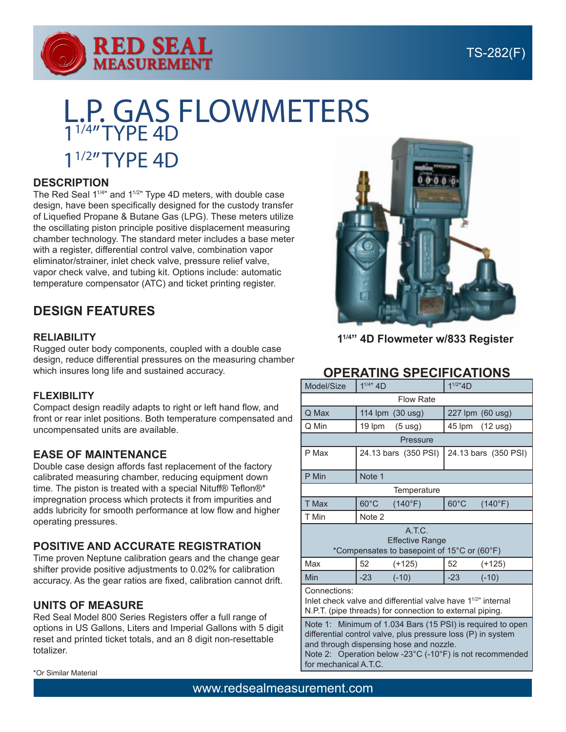# L.P. GAS FLOWMETERS

## 1 1/4" TYPE 4D

## 1 1/2" TYPE 4D

TS-282(F)

## DESCRIPTION

The Red Seal 1 1/4" and 1 1/2" Type 4D meters, with double case design, have been specifically designed for the custody transfer of Liquefied Propane & Butane Gas (LPG). These meters utilize the oscillating piston principle positive displacement measuring chamber technology. The standard meter includes a base meter with a register, differential control valve, combination vapor eliminator/strainer, inlet check valve, pressure relief valve, vapor check valve, and tubing kit. Options include: automatic temperature compensator (ATC) and ticket printing register.

## DESIGN FEATURES

### RELIABILITY

Rugged outer body components, coupled with a double case design, reduce differential pressures on the measuring chamber which insures long life and sustained accuracy.

### FLEXIBILITY

Compact design readily adapts to right or left hand flow, and front or rear inlet positions. Both temperature compensated and uncompensated units are available.

### EASE OF MAINTENANCE

Double case design affords fast replacement of the factory calibrated measuring chamber, reducing equipment down time. The piston is treated with a special Nituff® Teflon®* impregnation process which protects it from impurities and adds lubricity for smooth performance at low flow and higher operating pressures.

### POSITIVE AND ACCURATE REGISTRATION

Time proven Neptune calibration gears and the change gear shifter provide positive adjustments to 0.02% for calibration accuracy. As the gear ratios are fixed, calibration cannot drift.

### UNITS OF MEASURE

Red Seal Model 800 Series Registers offer a full range of options in US Gallons, Liters and Imperial Gallons with 5 digit reset and printed ticket totals, and an 8 digit non-resettable totalizer.

*Or Similar Material

**1 1/4" 4D Flowmeter w/833 Register**

## OPERATING SPECIFICATIONS

| Model/Size | 1 1/4" 4D | 1 1/2" 4D |
|---|---|---|
| Flow Rate | | |
| Q Max | 114 lpm (30 usg) | 227 lpm (60 usg) |
| Q Min | 19 lpm (5 usg) | 45 lpm (12 usg) |
| Pressure | | |
| P Max | 24.13 bars (350 PSI) | 24.13 bars (350 PSI) |
| P Min | Note 1 | |
| Temperature | | |
| T Max | 60°C (140°F) | 60°C (140°F) |
| T Min | Note 2 | |
| A.T.C. Effective Range *Compensates to basepoint of 15°C or (60°F) | | |
| Max | 52 (+125) | 52 (+125) |
| Min | -23 (-10) | -23 (-10) |

Connections:
Inlet check valve and differential valve have 1 1/2" internal N.P.T. (pipe threads) for connection to external piping.

Note 1: Minimum of 1.034 Bars (15 PSI) is required to open differential control valve, plus pressure loss (P) in system and through dispensing hose and nozzle.
Note 2: Operation below -23°C (-10°F) is not recommended for mechanical A.T.C.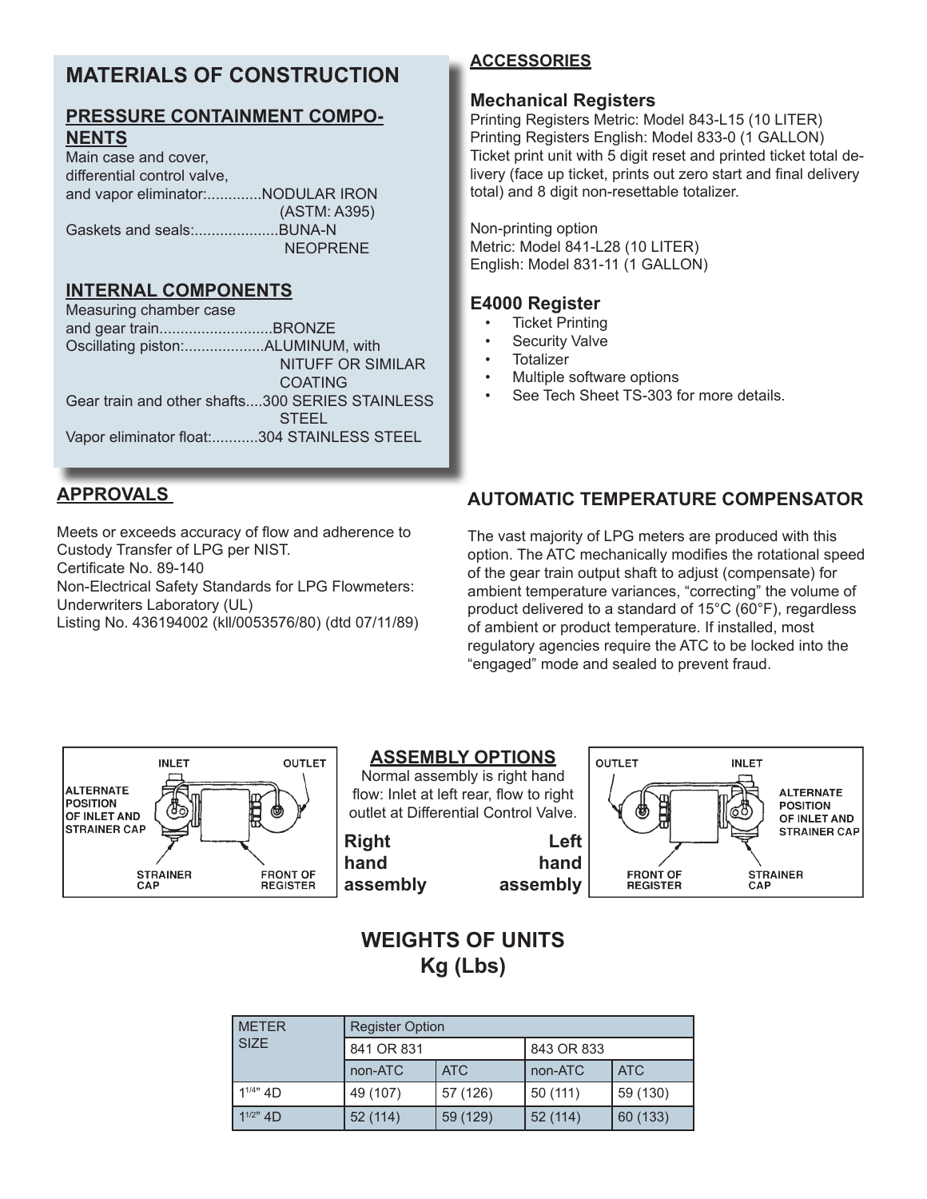## MATERIALS OF CONSTRUCTION

### PRESSURE CONTAINMENT COMPONENTS

Main case and cover, differential control valve, and vapor eliminator:.............NODULAR IRON (ASTM: A395)

Gaskets and seals:....................BUNA-N NEOPRENE

### INTERNAL COMPONENTS

Measuring chamber case and gear train...........................BRONZE

Oscillating piston:...................ALUMINUM, with NITUFF OR SIMILAR COATING

Gear train and other shafts....300 SERIES STAINLESS STEEL

Vapor eliminator float:...........304 STAINLESS STEEL

## APPROVALS

Meets or exceeds accuracy of flow and adherence to Custody Transfer of LPG per NIST.
Certificate No. 89-140
Non-Electrical Safety Standards for LPG Flowmeters: Underwriters Laboratory (UL)
Listing No. 436194002 (kll/0053576/80) (dtd 07/11/89)

## ACCESSORIES

### Mechanical Registers

Printing Registers Metric: Model 843-L15 (10 LITER)
Printing Registers English: Model 833-0 (1 GALLON)
Ticket print unit with 5 digit reset and printed ticket total delivery (face up ticket, prints out zero start and final delivery total) and 8 digit non-resettable totalizer.

Non-printing option
Metric: Model 841-L28 (10 LITER)
English: Model 831-11 (1 GALLON)

### E4000 Register

- Ticket Printing
- Security Valve
- Totalizer
- Multiple software options
- See Tech Sheet TS-303 for more details.

## AUTOMATIC TEMPERATURE COMPENSATOR

The vast majority of LPG meters are produced with this option. The ATC mechanically modifies the rotational speed of the gear train output shaft to adjust (compensate) for ambient temperature variances, "correcting" the volume of product delivered to a standard of 15°C (60°F), regardless of ambient or product temperature. If installed, most regulatory agencies require the ATC to be locked into the "engaged" mode and sealed to prevent fraud.

## ASSEMBLY OPTIONS

Normal assembly is right hand flow: Inlet at left rear, flow to right outlet at Differential Control Valve.

**Right hand assembly** — INLET, OUTLET, ALTERNATE POSITION OF INLET AND STRAINER CAP, STRAINER CAP, FRONT OF REGISTER

**Left hand assembly** — OUTLET, INLET, ALTERNATE POSITION OF INLET AND STRAINER CAP, FRONT OF REGISTER, STRAINER CAP

## WEIGHTS OF UNITS
## Kg (Lbs)

| METER SIZE | Register Option | | | |
|---|---|---|---|---|
| | 841 OR 831 | | 843 OR 833 | |
| | non-ATC | ATC | non-ATC | ATC |
| 1 1/4" 4D | 49 (107) | 57 (126) | 50 (111) | 59 (130) |
| 1 1/2" 4D | 52 (114) | 59 (129) | 52 (114) | 60 (133) |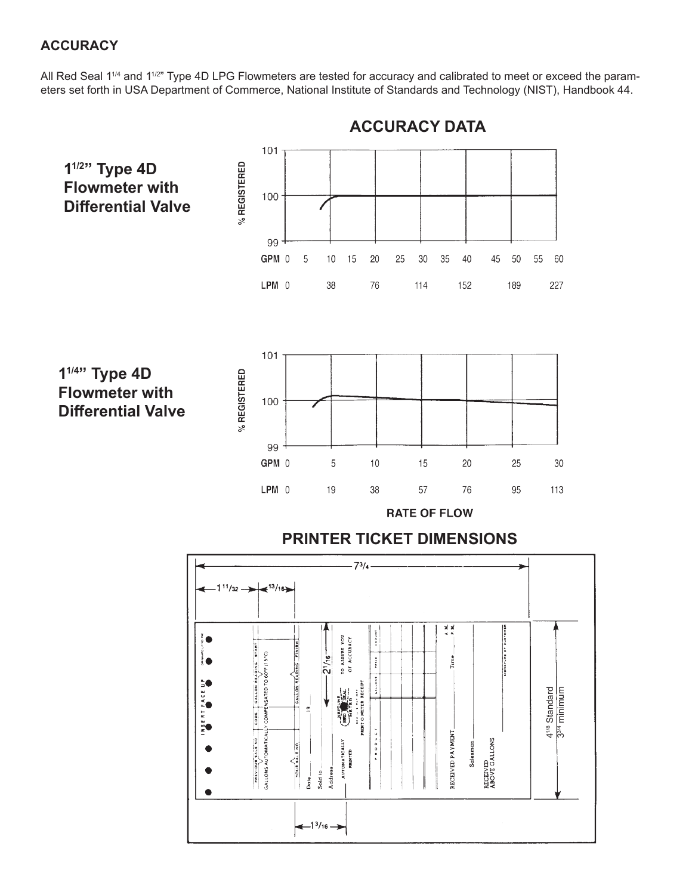## ACCURACY

All Red Seal $1^{1/4}$ and $1^{1/2}$" Type 4D LPG Flowmeters are tested for accuracy and calibrated to meet or exceed the parameters set forth in USA Department of Commerce, National Institute of Standards and Technology (NIST), Handbook 44.

## ACCURACY DATA

**$1^{1/2}$" Type 4D Flowmeter with Differential Valve**

% REGISTERED: 101, 100, 99

GPM: 0, 5, 10, 15, 20, 25, 30, 35, 40, 45, 50, 55, 60

LPM: 0, 38, 76, 114, 152, 189, 227

**$1^{1/4}$" Type 4D Flowmeter with Differential Valve**

% REGISTERED: 101, 100, 99

GPM: 0, 5, 10, 15, 20, 25, 30

LPM: 0, 19, 38, 57, 76, 95, 113

RATE OF FLOW

## PRINTER TICKET DIMENSIONS

$7^{3/4}$

$1^{11/32}$

$^{13/16}$

$2^{1/16}$

$1^{3/16}$

$4^{1/8}$ Standard

$3^{3/4}$ minimum

INSERT FACE UP

PREVIOUS SALE NO. | CODE | GALLON READING START

GALLONS AUTOMATICALLY COMPENSATED TO 60°F (15°C)

YOUR SALE NO. | GALLON READING FINISH

Date ______ 19

Sold to ______

Address ______

AUTOMATICALLY PRINTED

TO ASSURE YOU OF ACCURACY

RED SEAL METER

PRINTO METER RECEIPT

PRODUCT | GALLONS | PRICE | AMOUNT

Time ______ A.M. P.M.

RECEIVED PAYMENT ______

Salesman ______

RECEIVED ABOVE GALLONS

SIGNATURE OF CUSTOMER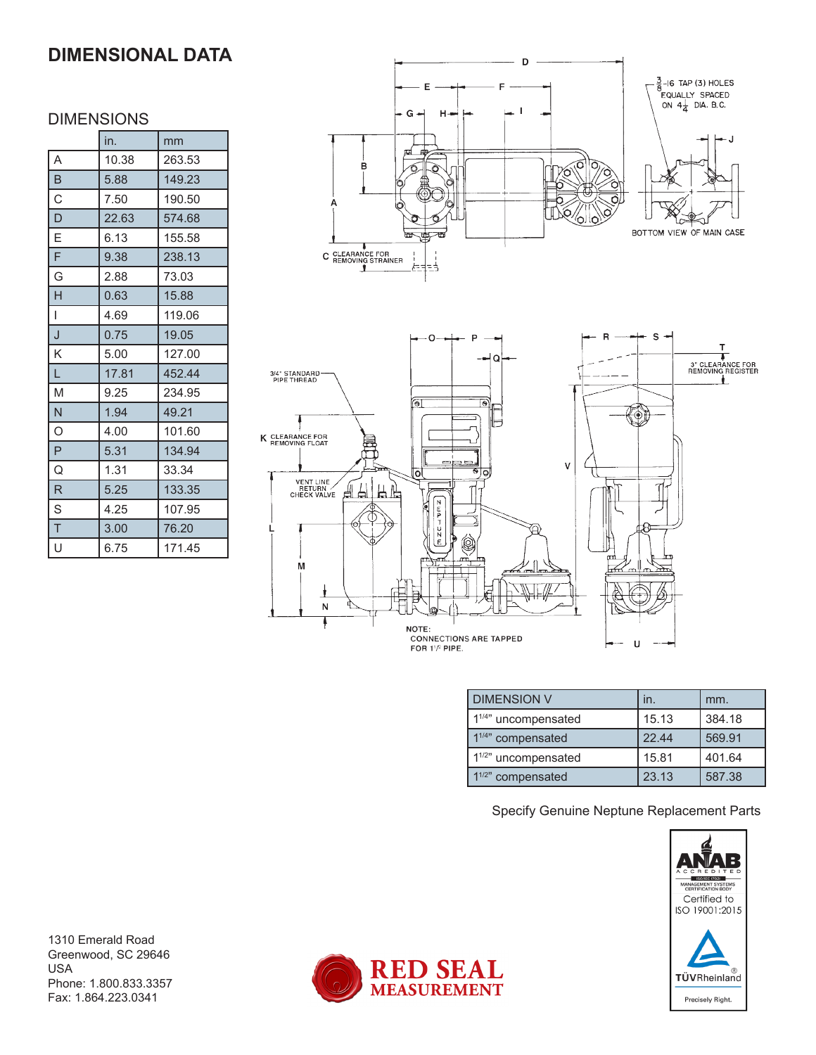# DIMENSIONAL DATA

## DIMENSIONS

| | in. | mm |
|---|---|---|
| A | 10.38 | 263.53 |
| B | 5.88 | 149.23 |
| C | 7.50 | 190.50 |
| D | 22.63 | 574.68 |
| E | 6.13 | 155.58 |
| F | 9.38 | 238.13 |
| G | 2.88 | 73.03 |
| H | 0.63 | 15.88 |
| I | 4.69 | 119.06 |
| J | 0.75 | 19.05 |
| K | 5.00 | 127.00 |
| L | 17.81 | 452.44 |
| M | 9.25 | 234.95 |
| N | 1.94 | 49.21 |
| O | 4.00 | 101.60 |
| P | 5.31 | 134.94 |
| Q | 1.31 | 33.34 |
| R | 5.25 | 133.35 |
| S | 4.25 | 107.95 |
| T | 3.00 | 76.20 |
| U | 6.75 | 171.45 |

3/8-16 TAP (3) HOLES EQUALLY SPACED ON 4 1/4 DIA. B.C.

C CLEARANCE FOR REMOVING STRAINER

BOTTOM VIEW OF MAIN CASE

3/4" STANDARD PIPE THREAD

K CLEARANCE FOR REMOVING FLOAT

VENT LINE RETURN CHECK VALVE

3" CLEARANCE FOR REMOVING REGISTER

NOTE: CONNECTIONS ARE TAPPED FOR 1 1/2" PIPE.

| DIMENSION V | in. | mm. |
|---|---|---|
| 1 1/4" uncompensated | 15.13 | 384.18 |
| 1 1/4" compensated | 22.44 | 569.91 |
| 1 1/2" uncompensated | 15.81 | 401.64 |
| 1 1/2" compensated | 23.13 | 587.38 |

Specify Genuine Neptune Replacement Parts

ANAB ACCREDITED MANAGEMENT SYSTEMS CERTIFICATION BODY

Certified to ISO 19001:2015

TÜVRheinland Precisely Right.

1310 Emerald Road
Greenwood, SC 29646
USA
Phone: 1.800.833.3357
Fax: 1.864.223.0341

RED SEAL MEASUREMENT